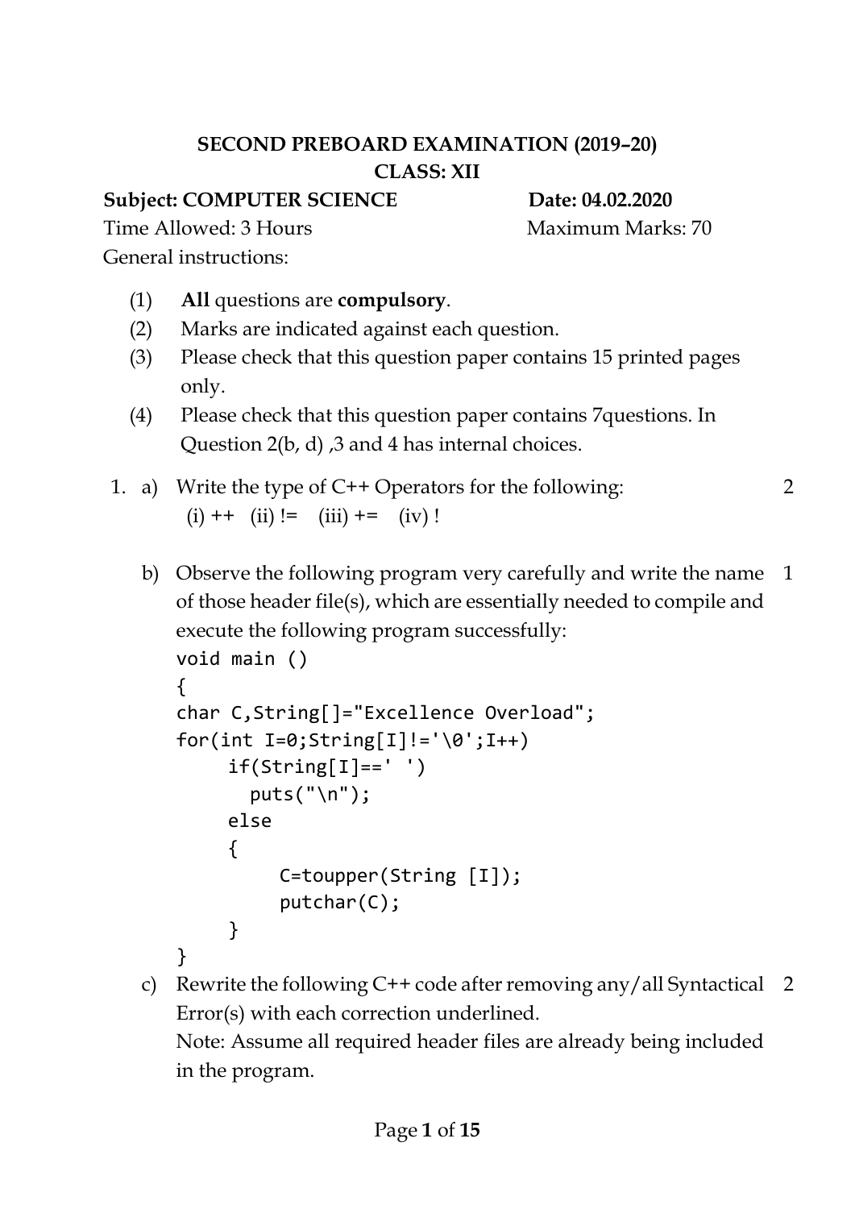**SECOND PREBOARD EXAMINATION (2019–20)**
**CLASS: XII**

**Subject: COMPUTER SCIENCE** **Date: 04.02.2020**

Time Allowed: 3 Hours Maximum Marks: 70

General instructions:

(1) **All** questions are **compulsory**.
(2) Marks are indicated against each question.
(3) Please check that this question paper contains 15 printed pages only.
(4) Please check that this question paper contains 7questions. In Question 2(b, d) ,3 and 4 has internal choices.

1. a) Write the type of C++ Operators for the following: **2**
   (i) ++ (ii) != (iii) += (iv) !

   b) Observe the following program very carefully and write the name of those header file(s), which are essentially needed to compile and execute the following program successfully: **1**

```
void main ()
{
char C,String[]="Excellence Overload";
for(int I=0;String[I]!='\0';I++)
     if(String[I]==' ')
       puts("\n");
     else
     {
          C=toupper(String [I]);
          putchar(C);
     }
}
```

   c) Rewrite the following C++ code after removing any/all Syntactical Error(s) with each correction underlined. **2**
   Note: Assume all required header files are already being included in the program.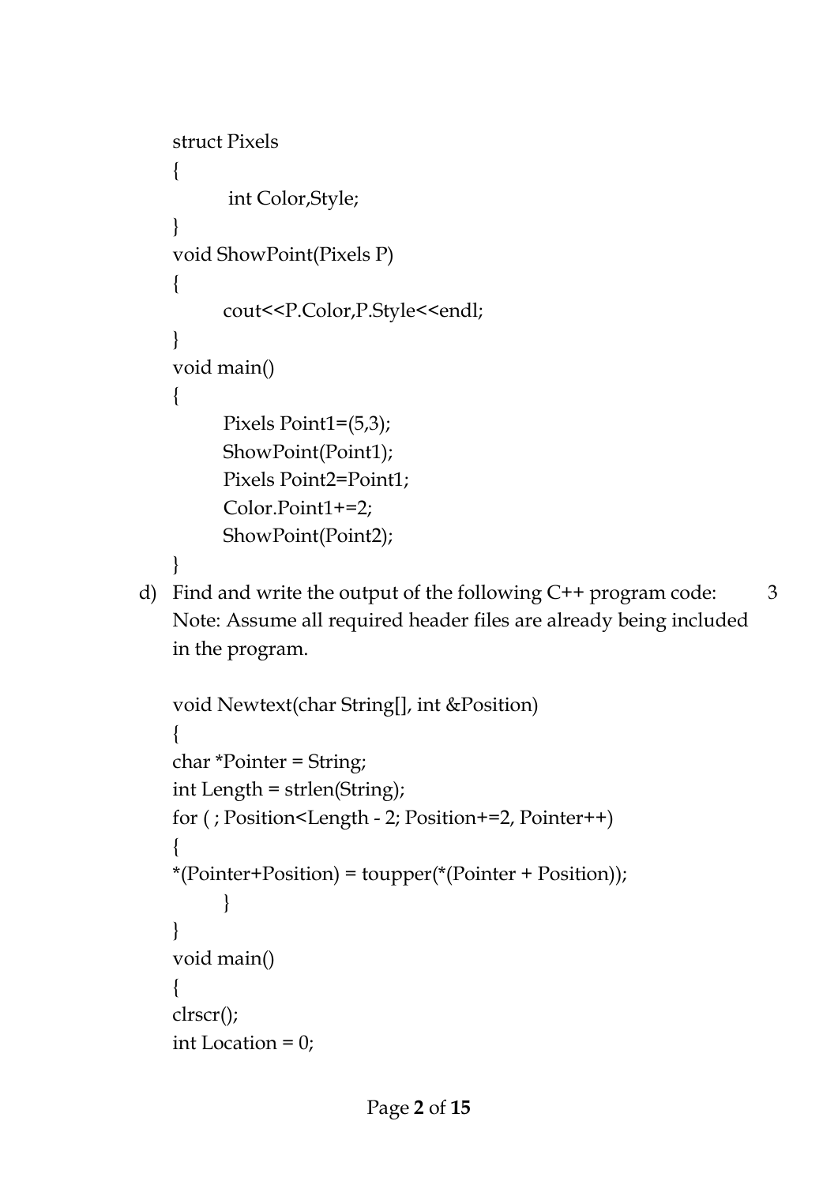```
struct Pixels
{
        int Color,Style;
}
void ShowPoint(Pixels P)
{
      cout<<P.Color,P.Style<<endl;
}
void main()
{
      Pixels Point1=(5,3);
      ShowPoint(Point1);
      Pixels Point2=Point1;
      Color.Point1+=2;
      ShowPoint(Point2);
}
```

d) Find and write the output of the following C++ program code: 3
Note: Assume all required header files are already being included in the program.

```
void Newtext(char String[], int &Position)
{
char *Pointer = String;
int Length = strlen(String);
for ( ; Position<Length - 2; Position+=2, Pointer++)
{
*(Pointer+Position) = toupper(*(Pointer + Position));
      }
}
void main()
{
clrscr();
int Location = 0;
```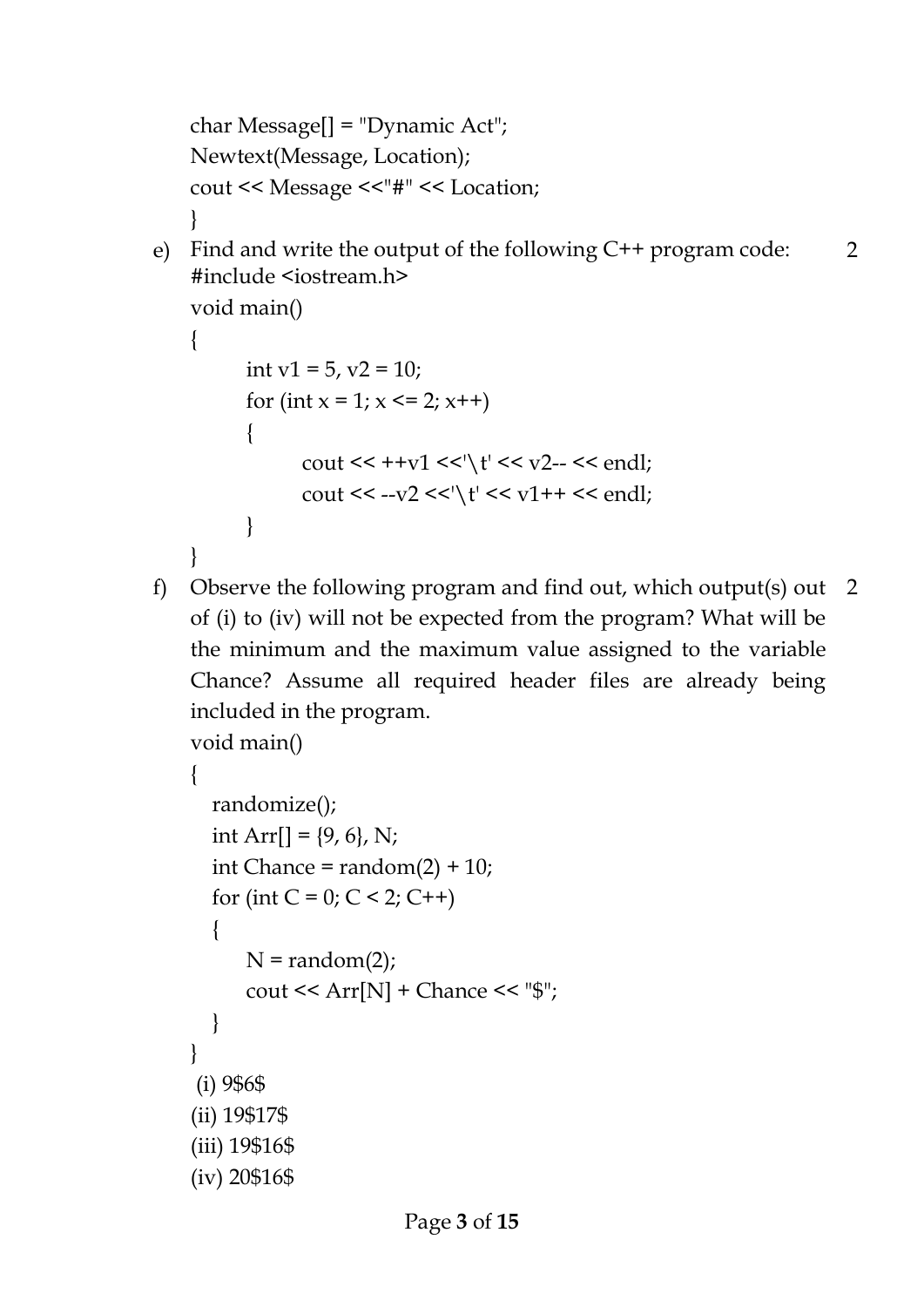```
char Message[] = "Dynamic Act";
Newtext(Message, Location);
cout << Message <<"#" << Location;
}
```

e) Find and write the output of the following C++ program code: 2

```
#include <iostream.h>
void main()
{
        int v1 = 5, v2 = 10;
        for (int x = 1; x <= 2; x++)
        {
                cout << ++v1 <<'\t' << v2-- << endl;
                cout << --v2 <<'\t' << v1++ << endl;
        }
}
```

f) Observe the following program and find out, which output(s) out of (i) to (iv) will not be expected from the program? What will be the minimum and the maximum value assigned to the variable Chance? Assume all required header files are already being included in the program. 2

```
void main()
{
   randomize();
   int Arr[] = {9, 6}, N;
   int Chance = random(2) + 10;
   for (int C = 0; C < 2; C++)
   {
      N = random(2);
      cout << Arr[N] + Chance << "$";
   }
}
```

(i) 9$6$

(ii) 19$17$

(iii) 19$16$

(iv) 20$16$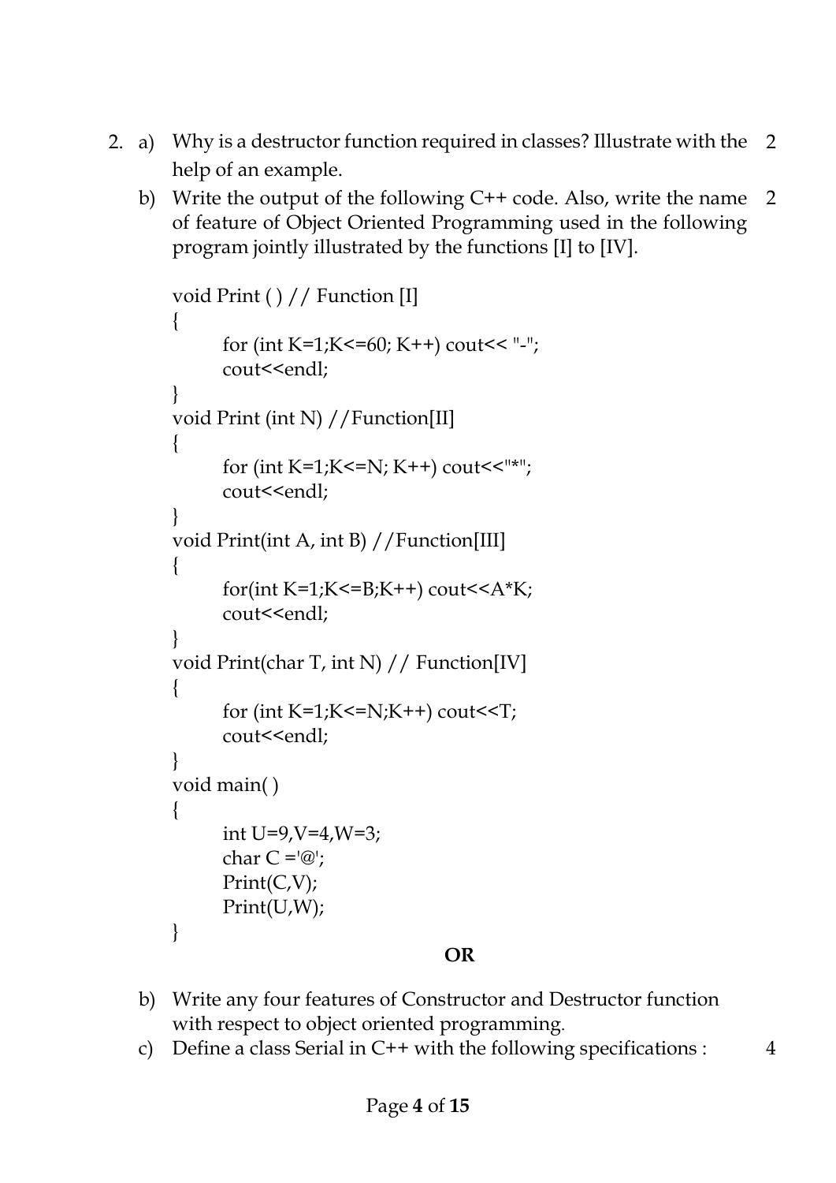2. a) Why is a destructor function required in classes? Illustrate with the help of an example. 2

   b) Write the output of the following C++ code. Also, write the name of feature of Object Oriented Programming used in the following program jointly illustrated by the functions [I] to [IV]. 2

```
void Print ( ) // Function [I]
{
      for (int K=1;K<=60; K++) cout<< "-";
      cout<<endl;
}
void Print (int N) //Function[II]
{
      for (int K=1;K<=N; K++) cout<<"*";
      cout<<endl;
}
void Print(int A, int B) //Function[III]
{
      for(int K=1;K<=B;K++) cout<<A*K;
      cout<<endl;
}
void Print(char T, int N) // Function[IV]
{
      for (int K=1;K<=N;K++) cout<<T;
      cout<<endl;
}
void main( )
{
      int U=9,V=4,W=3;
      char C ='@';
      Print(C,V);
      Print(U,W);
}
```

**OR**

   b) Write any four features of Constructor and Destructor function with respect to object oriented programming.

   c) Define a class Serial in C++ with the following specifications : 4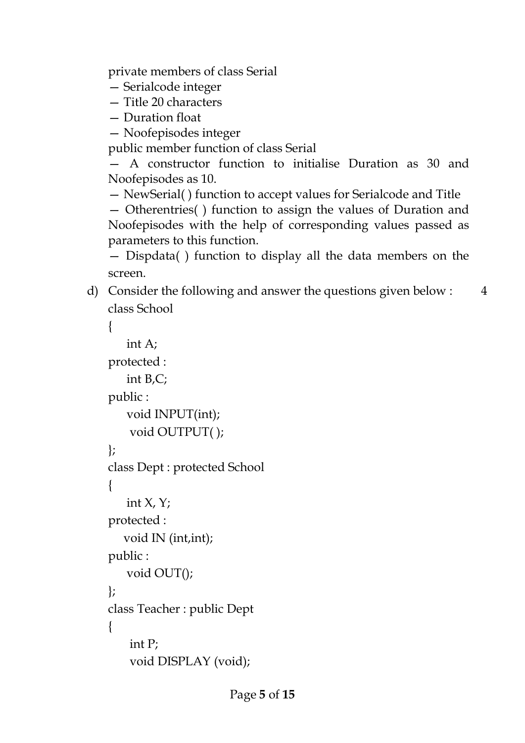private members of class Serial

— Serialcode integer

— Title 20 characters

— Duration float

— Noofepisodes integer

public member function of class Serial

— A constructor function to initialise Duration as 30 and Noofepisodes as 10.

— NewSerial( ) function to accept values for Serialcode and Title

— Otherentries( ) function to assign the values of Duration and Noofepisodes with the help of corresponding values passed as parameters to this function.

— Dispdata( ) function to display all the data members on the screen.

d) Consider the following and answer the questions given below : 4

```
class School
{
    int A;
protected :
    int B,C;
public :
    void INPUT(int);
     void OUTPUT( );
};
class Dept : protected School
{
    int X, Y;
protected :
   void IN (int,int);
public :
    void OUT();
};
class Teacher : public Dept
{
     int P;
     void DISPLAY (void);
```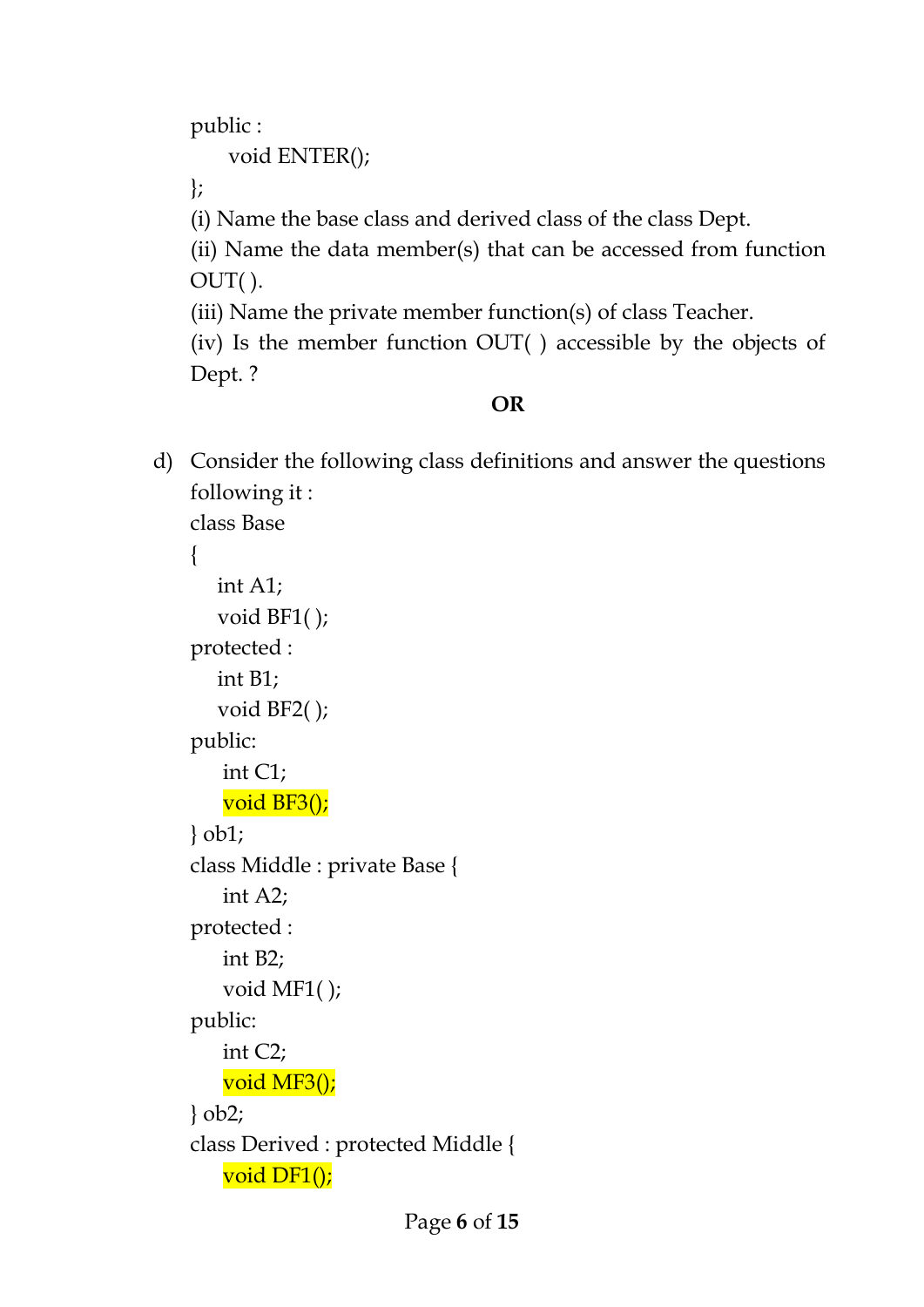```
public :
    void ENTER();
};
```

(i) Name the base class and derived class of the class Dept.

(ii) Name the data member(s) that can be accessed from function OUT( ).

(iii) Name the private member function(s) of class Teacher.

(iv) Is the member function OUT( ) accessible by the objects of Dept. ?

**OR**

d) Consider the following class definitions and answer the questions following it :

```
class Base
{
   int A1;
   void BF1( );
protected :
   int B1;
   void BF2( );
public:
    int C1;
    void BF3();
} ob1;
class Middle : private Base {
    int A2;
protected :
    int B2;
    void MF1( );
public:
    int C2;
    void MF3();
} ob2;
class Derived : protected Middle {
    void DF1();
```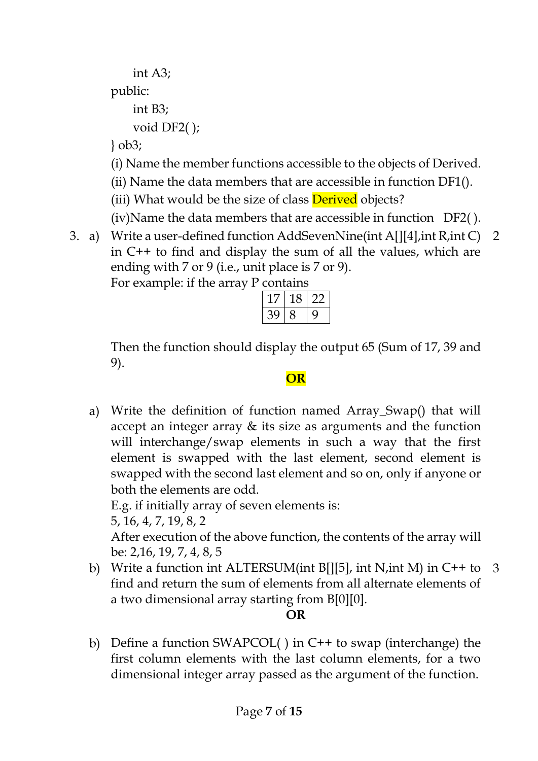```
    int A3;
public:
    int B3;
    void DF2( );
} ob3;
```

(i) Name the member functions accessible to the objects of Derived.

(ii) Name the data members that are accessible in function DF1().

(iii) What would be the size of class Derived objects?

(iv)Name the data members that are accessible in function DF2( ).

3. a) Write a user-defined function AddSevenNine(int A[][4],int R,int C) in C++ to find and display the sum of all the values, which are ending with 7 or 9 (i.e., unit place is 7 or 9). **2**

For example: if the array P contains

| 17 | 18 | 22 |
|---|---|---|
| 39 | 8 | 9 |

Then the function should display the output 65 (Sum of 17, 39 and 9).

**OR**

a) Write the definition of function named Array_Swap() that will accept an integer array & its size as arguments and the function will interchange/swap elements in such a way that the first element is swapped with the last element, second element is swapped with the second last element and so on, only if anyone or both the elements are odd.

E.g. if initially array of seven elements is:

5, 16, 4, 7, 19, 8, 2

After execution of the above function, the contents of the array will be: 2,16, 19, 7, 4, 8, 5

b) Write a function int ALTERSUM(int B[][5], int N,int M) in C++ to find and return the sum of elements from all alternate elements of a two dimensional array starting from B[0][0]. **3**

**OR**

b) Define a function SWAPCOL( ) in C++ to swap (interchange) the first column elements with the last column elements, for a two dimensional integer array passed as the argument of the function.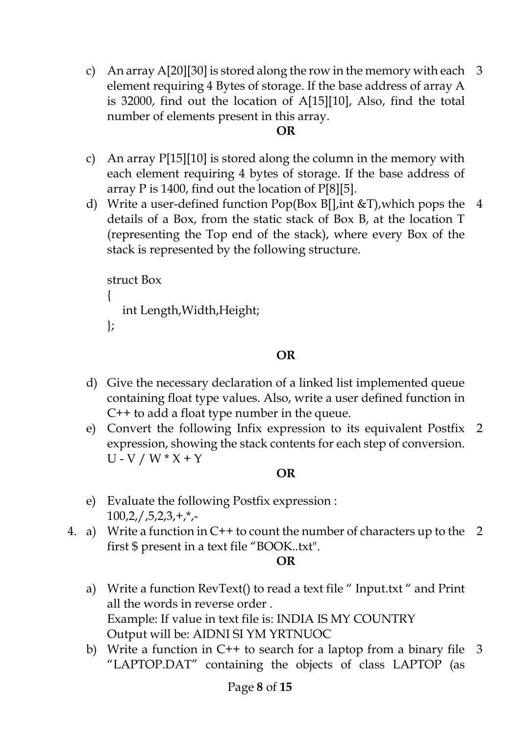c) An array A[20][30] is stored along the row in the memory with each element requiring 4 Bytes of storage. If the base address of array A is 32000, find out the location of A[15][10], Also, find the total number of elements present in this array. 3

**OR**

c) An array P[15][10] is stored along the column in the memory with each element requiring 4 bytes of storage. If the base address of array P is 1400, find out the location of P[8][5].

d) Write a user-defined function Pop(Box B[],int &T),which pops the details of a Box, from the static stack of Box B, at the location T (representing the Top end of the stack), where every Box of the stack is represented by the following structure. 4

```
struct Box
{
   int Length,Width,Height;
};
```

**OR**

d) Give the necessary declaration of a linked list implemented queue containing float type values. Also, write a user defined function in C++ to add a float type number in the queue.

e) Convert the following Infix expression to its equivalent Postfix expression, showing the stack contents for each step of conversion. 2
U - V / W * X + Y

**OR**

e) Evaluate the following Postfix expression :
100,2,/,5,2,3,+,*,-

4. a) Write a function in C++ to count the number of characters up to the first $ present in a text file "BOOK..txt". 2

**OR**

a) Write a function RevText() to read a text file " Input.txt " and Print all the words in reverse order .
Example: If value in text file is: INDIA IS MY COUNTRY
Output will be: AIDNI SI YM YRTNUOC

b) Write a function in C++ to search for a laptop from a binary file "LAPTOP.DAT" containing the objects of class LAPTOP (as 3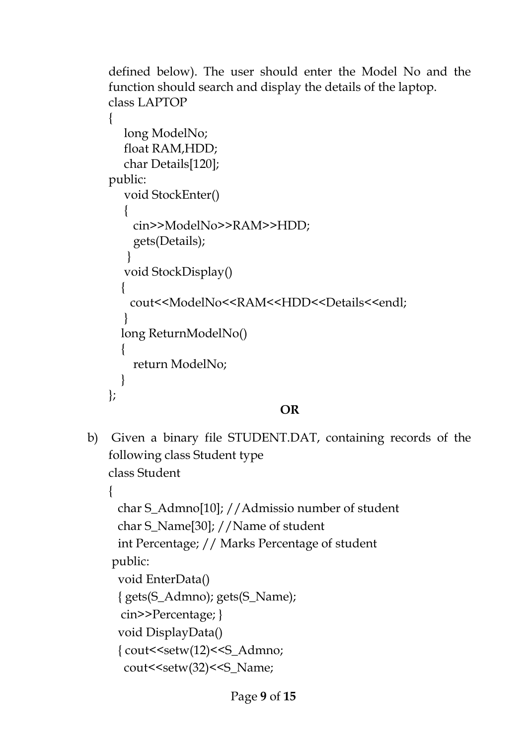defined below). The user should enter the Model No and the function should search and display the details of the laptop.

```
class LAPTOP
{
    long ModelNo;
    float RAM,HDD;
    char Details[120];
public:
    void StockEnter()
    {
      cin>>ModelNo>>RAM>>HDD;
      gets(Details);
     }
    void StockDisplay()
   {
     cout<<ModelNo<<RAM<<HDD<<Details<<endl;
    }
   long ReturnModelNo()
   {
      return ModelNo;
   }
};
```

**OR**

b) Given a binary file STUDENT.DAT, containing records of the following class Student type

```
class Student
{
  char S_Admno[10]; //Admissio number of student
  char S_Name[30]; //Name of student
  int Percentage; // Marks Percentage of student
 public:
  void EnterData()
  { gets(S_Admno); gets(S_Name);
   cin>>Percentage; }
  void DisplayData()
  { cout<<setw(12)<<S_Admno;
    cout<<setw(32)<<S_Name;
```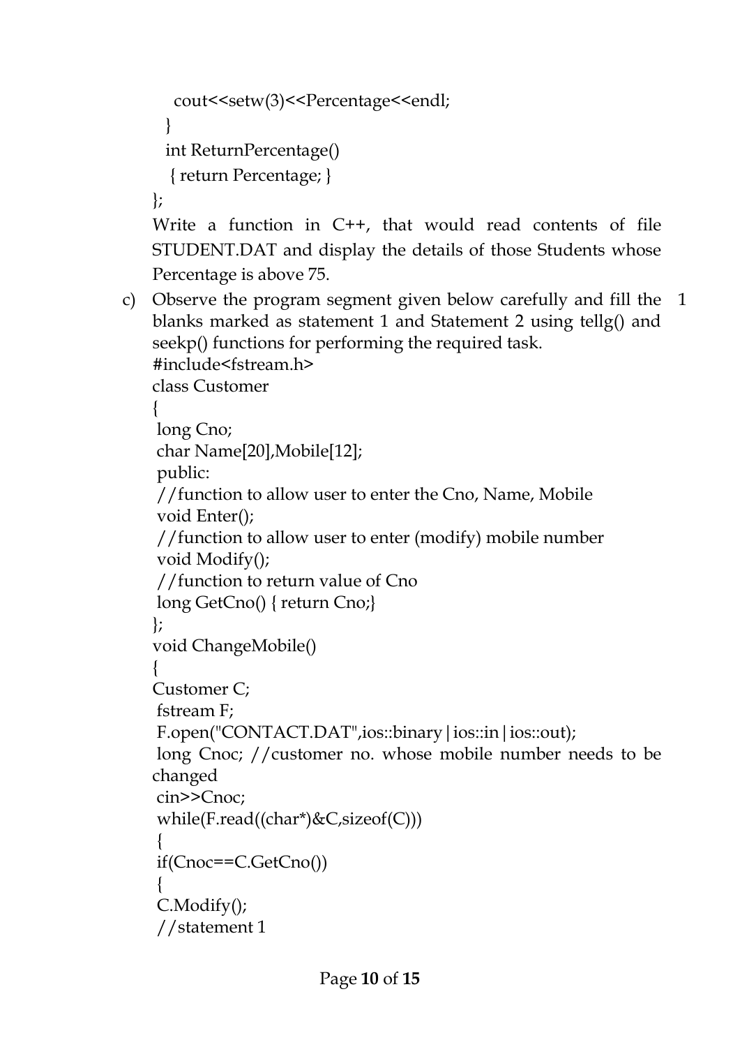```
    cout<<setw(3)<<Percentage<<endl;
   }
   int ReturnPercentage()
    { return Percentage; }
};
```

Write a function in C++, that would read contents of file STUDENT.DAT and display the details of those Students whose Percentage is above 75.

c) Observe the program segment given below carefully and fill the blanks marked as statement 1 and Statement 2 using tellg() and seekp() functions for performing the required task. 1

```
#include<fstream.h>
class Customer
{
 long Cno;
 char Name[20],Mobile[12];
 public:
 //function to allow user to enter the Cno, Name, Mobile
 void Enter();
 //function to allow user to enter (modify) mobile number
 void Modify();
 //function to return value of Cno
 long GetCno() { return Cno;}
};
void ChangeMobile()
{
Customer C;
 fstream F;
 F.open("CONTACT.DAT",ios::binary|ios::in|ios::out);
 long Cnoc; //customer no. whose mobile number needs to be changed
 cin>>Cnoc;
 while(F.read((char*)&C,sizeof(C)))
 {
 if(Cnoc==C.GetCno())
 {
 C.Modify();
 //statement 1
```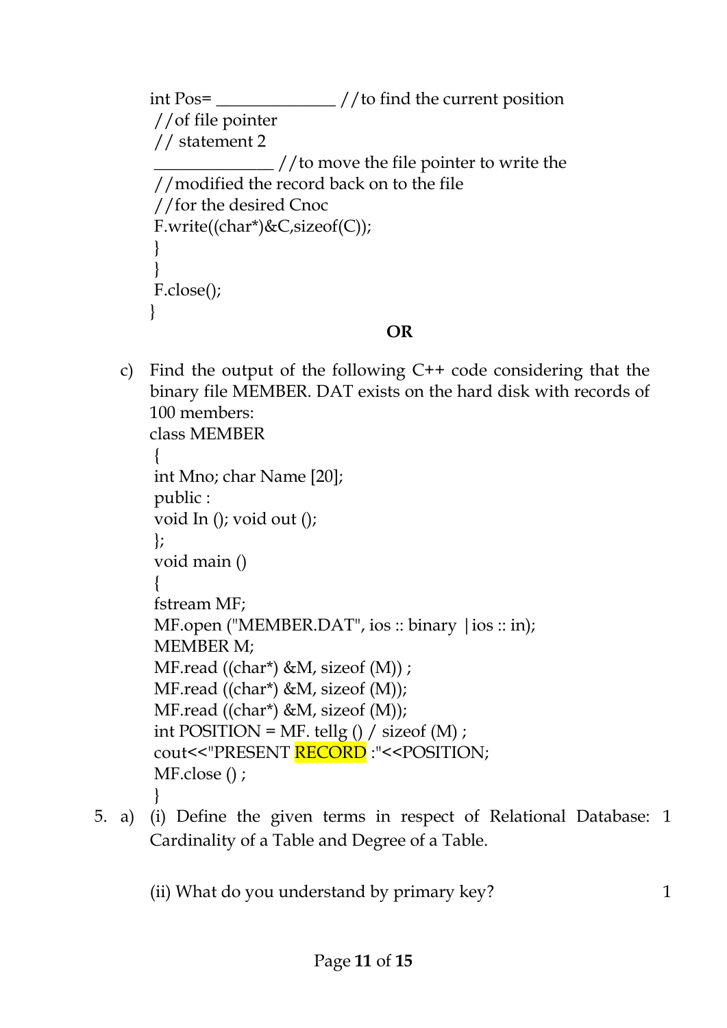```
int Pos= _____________ //to find the current position
 //of file pointer
 // statement 2
 _____________ //to move the file pointer to write the
 //modified the record back on to the file
 //for the desired Cnoc
 F.write((char*)&C,sizeof(C));
 }
 }
 F.close();
}
```

**OR**

c) Find the output of the following C++ code considering that the binary file MEMBER. DAT exists on the hard disk with records of 100 members:

```
class MEMBER
 {
 int Mno; char Name [20];
 public :
 void In (); void out ();
 };
 void main ()
 {
 fstream MF;
 MF.open ("MEMBER.DAT", ios :: binary |ios :: in);
 MEMBER M;
 MF.read ((char*) &M, sizeof (M)) ;
 MF.read ((char*) &M, sizeof (M));
 MF.read ((char*) &M, sizeof (M));
 int POSITION = MF. tellg () / sizeof (M) ;
 cout<<"PRESENT RECORD :"<<POSITION;
 MF.close () ;
 }
```

5. a) (i) Define the given terms in respect of Relational Database: Cardinality of a Table and Degree of a Table. 1

(ii) What do you understand by primary key? 1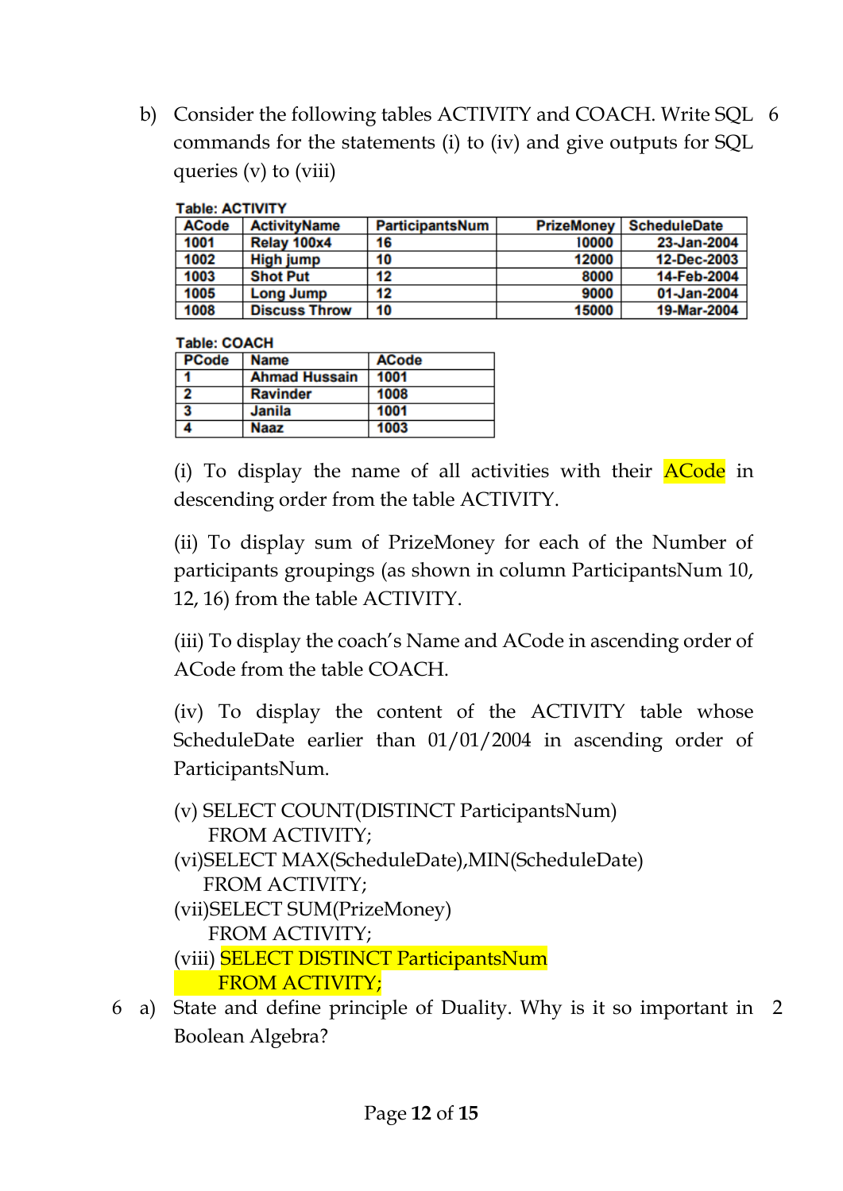b) Consider the following tables ACTIVITY and COACH. Write SQL commands for the statements (i) to (iv) and give outputs for SQL queries (v) to (viii) — 6

**Table: ACTIVITY**

| ACode | ActivityName | ParticipantsNum | PrizeMoney | ScheduleDate |
|---|---|---|---|---|
| 1001 | Relay 100x4 | 16 | 10000 | 23-Jan-2004 |
| 1002 | High jump | 10 | 12000 | 12-Dec-2003 |
| 1003 | Shot Put | 12 | 8000 | 14-Feb-2004 |
| 1005 | Long Jump | 12 | 9000 | 01-Jan-2004 |
| 1008 | Discuss Throw | 10 | 15000 | 19-Mar-2004 |

**Table: COACH**

| PCode | Name | ACode |
|---|---|---|
| 1 | Ahmad Hussain | 1001 |
| 2 | Ravinder | 1008 |
| 3 | Janila | 1001 |
| 4 | Naaz | 1003 |

(i) To display the name of all activities with their ACode in descending order from the table ACTIVITY.

(ii) To display sum of PrizeMoney for each of the Number of participants groupings (as shown in column ParticipantsNum 10, 12, 16) from the table ACTIVITY.

(iii) To display the coach's Name and ACode in ascending order of ACode from the table COACH.

(iv) To display the content of the ACTIVITY table whose ScheduleDate earlier than 01/01/2004 in ascending order of ParticipantsNum.

(v) SELECT COUNT(DISTINCT ParticipantsNum)
FROM ACTIVITY;

(vi) SELECT MAX(ScheduleDate),MIN(ScheduleDate)
FROM ACTIVITY;

(vii) SELECT SUM(PrizeMoney)
FROM ACTIVITY;

(viii) SELECT DISTINCT ParticipantsNum
FROM ACTIVITY;

6 a) State and define principle of Duality. Why is it so important in Boolean Algebra? — 2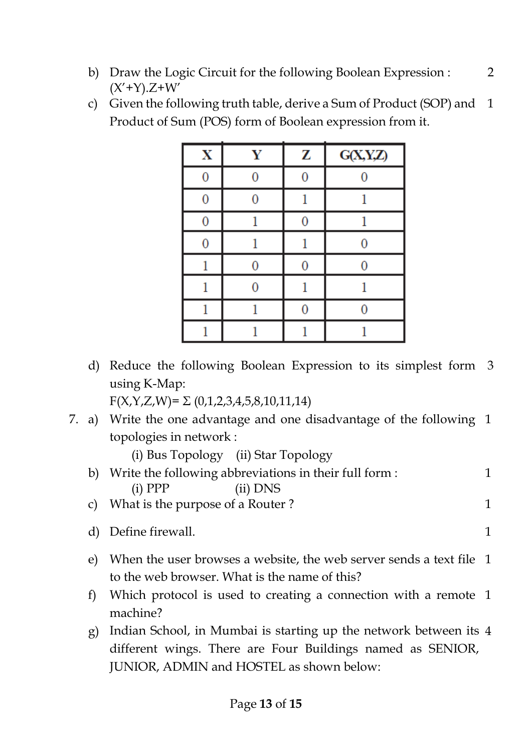b) Draw the Logic Circuit for the following Boolean Expression : (X'+Y).Z+W' &nbsp;&nbsp;&nbsp; 2

c) Given the following truth table, derive a Sum of Product (SOP) and Product of Sum (POS) form of Boolean expression from it. &nbsp;&nbsp;&nbsp; 1

| X | Y | Z | G(X,Y,Z) |
|---|---|---|---|
| 0 | 0 | 0 | 0 |
| 0 | 0 | 1 | 1 |
| 0 | 1 | 0 | 1 |
| 0 | 1 | 1 | 0 |
| 1 | 0 | 0 | 0 |
| 1 | 0 | 1 | 1 |
| 1 | 1 | 0 | 0 |
| 1 | 1 | 1 | 1 |

d) Reduce the following Boolean Expression to its simplest form using K-Map: &nbsp;&nbsp;&nbsp; 3
F(X,Y,Z,W)= $\Sigma$ (0,1,2,3,4,5,8,10,11,14)

7. a) Write the one advantage and one disadvantage of the following topologies in network : &nbsp;&nbsp;&nbsp; 1
   (i) Bus Topology &nbsp;&nbsp; (ii) Star Topology

b) Write the following abbreviations in their full form : &nbsp;&nbsp;&nbsp; 1
   (i) PPP &nbsp;&nbsp;&nbsp;&nbsp;&nbsp; (ii) DNS

c) What is the purpose of a Router ? &nbsp;&nbsp;&nbsp; 1

d) Define firewall. &nbsp;&nbsp;&nbsp; 1

e) When the user browses a website, the web server sends a text file to the web browser. What is the name of this? &nbsp;&nbsp;&nbsp; 1

f) Which protocol is used to creating a connection with a remote machine? &nbsp;&nbsp;&nbsp; 1

g) Indian School, in Mumbai is starting up the network between its different wings. There are Four Buildings named as SENIOR, JUNIOR, ADMIN and HOSTEL as shown below: &nbsp;&nbsp;&nbsp; 4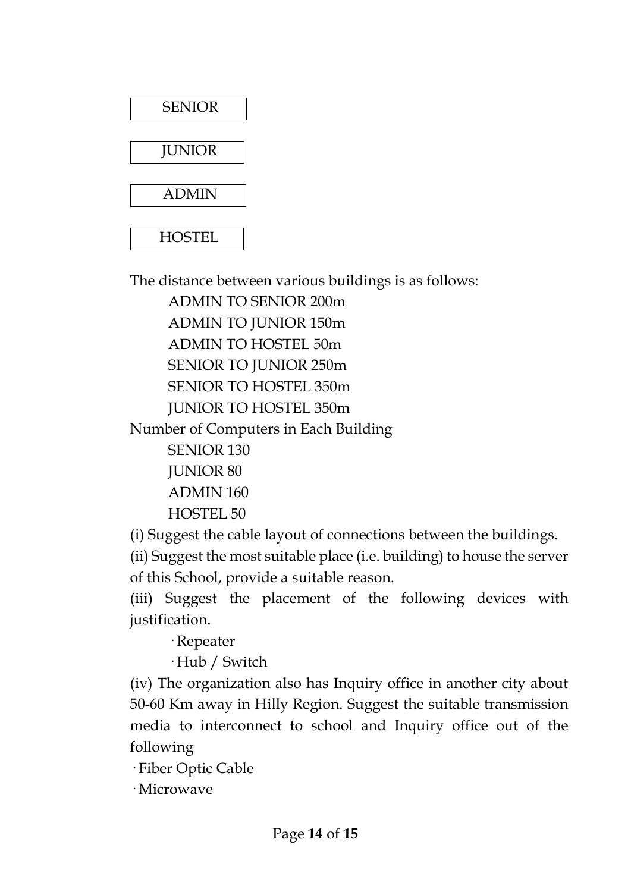SENIOR

JUNIOR

ADMIN

HOSTEL

The distance between various buildings is as follows:

ADMIN TO SENIOR 200m
ADMIN TO JUNIOR 150m
ADMIN TO HOSTEL 50m
SENIOR TO JUNIOR 250m
SENIOR TO HOSTEL 350m
JUNIOR TO HOSTEL 350m

Number of Computers in Each Building

SENIOR 130
JUNIOR 80
ADMIN 160
HOSTEL 50

(i) Suggest the cable layout of connections between the buildings.

(ii) Suggest the most suitable place (i.e. building) to house the server of this School, provide a suitable reason.

(iii) Suggest the placement of the following devices with justification.

- Repeater
- Hub / Switch

(iv) The organization also has Inquiry office in another city about 50-60 Km away in Hilly Region. Suggest the suitable transmission media to interconnect to school and Inquiry office out of the following

- Fiber Optic Cable
- Microwave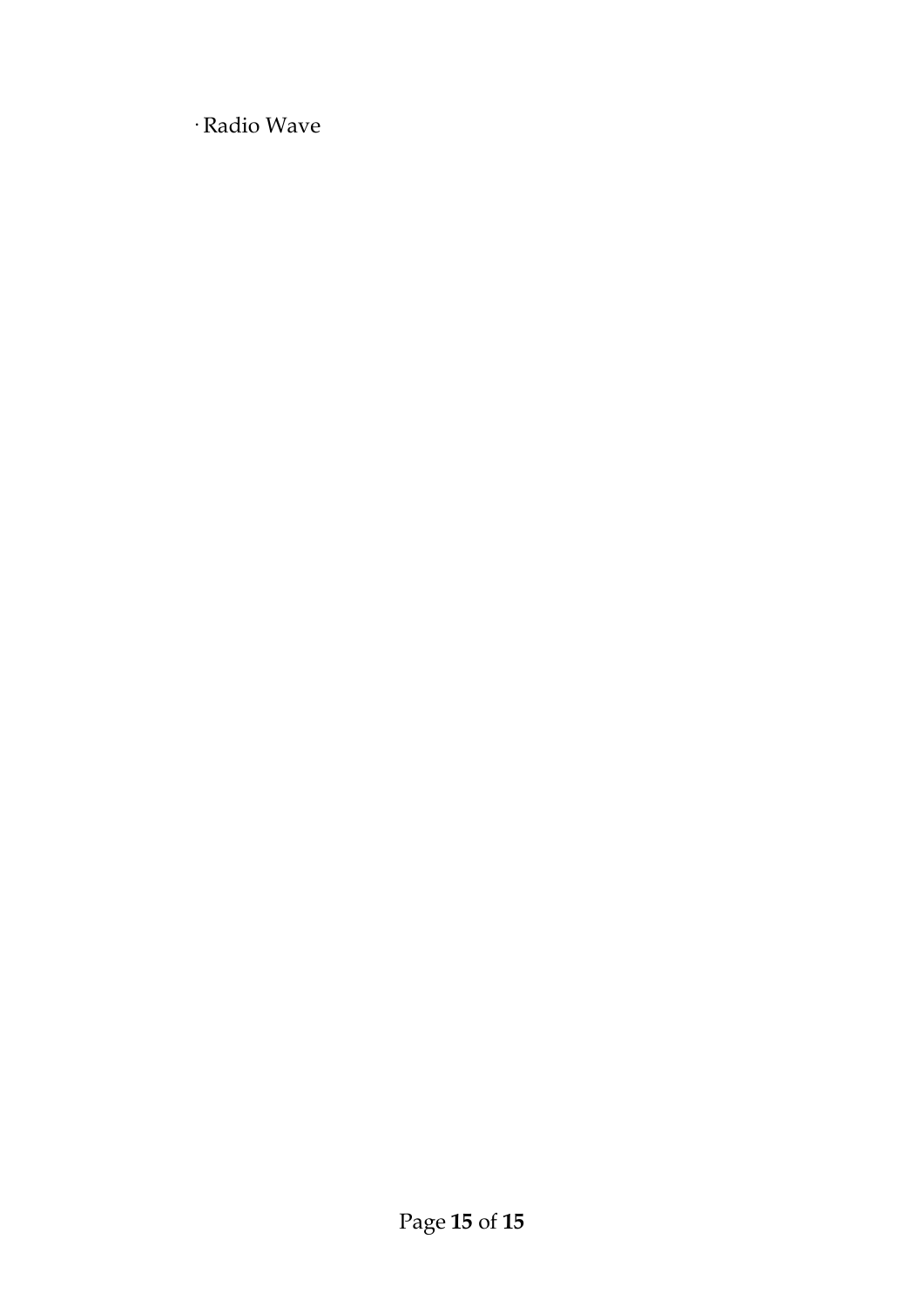· Radio Wave